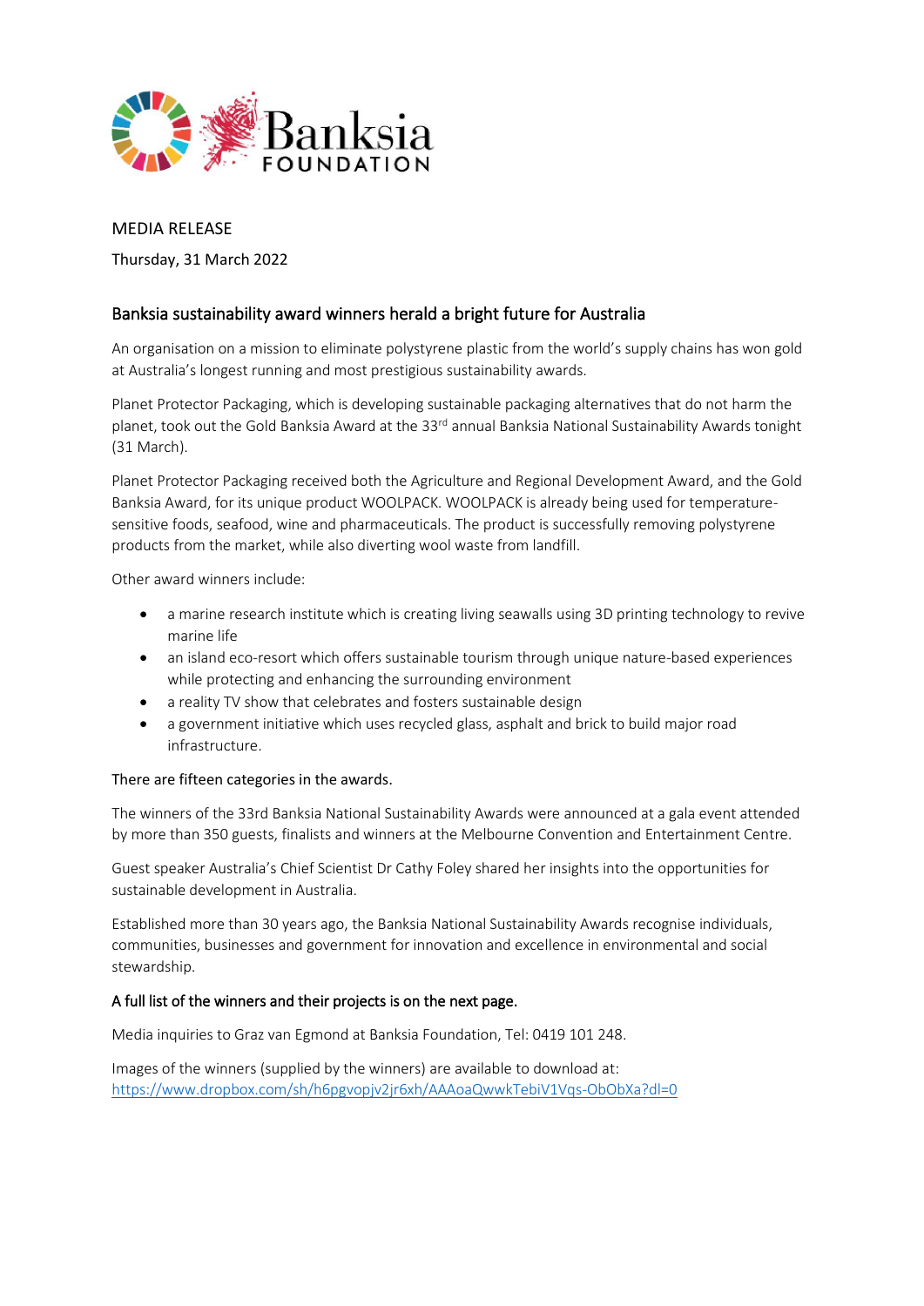MEDIA RELEASE

Thursday, 31 March 2022

## Banksia sustainability award winners herald a bright future for Australia

An organisation on a mission to eliminate polystyrene plastic from the world's supply chains has won gold at Australia's longest running and most prestigious sustainability awards.

Planet Protector Packaging, which is developing sustainable packaging alternatives that do not harm the planet, took out the Gold Banksia Award at the 33rd annual Banksia National Sustainability Awards tonight (31 March).

Planet Protector Packaging received both the Agriculture and Regional Development Award, and the Gold Banksia Award, for its unique product WOOLPACK. WOOLPACK is already being used for temperature-sensitive foods, seafood, wine and pharmaceuticals. The product is successfully removing polystyrene products from the market, while also diverting wool waste from landfill.

Other award winners include:

- a marine research institute which is creating living seawalls using 3D printing technology to revive marine life
- an island eco-resort which offers sustainable tourism through unique nature-based experiences while protecting and enhancing the surrounding environment
- a reality TV show that celebrates and fosters sustainable design
- a government initiative which uses recycled glass, asphalt and brick to build major road infrastructure.

There are fifteen categories in the awards.

The winners of the 33rd Banksia National Sustainability Awards were announced at a gala event attended by more than 350 guests, finalists and winners at the Melbourne Convention and Entertainment Centre.

Guest speaker Australia's Chief Scientist Dr Cathy Foley shared her insights into the opportunities for sustainable development in Australia.

Established more than 30 years ago, the Banksia National Sustainability Awards recognise individuals, communities, businesses and government for innovation and excellence in environmental and social stewardship.

**A full list of the winners and their projects is on the next page.**

Media inquiries to Graz van Egmond at Banksia Foundation, Tel: 0419 101 248.

Images of the winners (supplied by the winners) are available to download at: https://www.dropbox.com/sh/h6pgvopjv2jr6xh/AAAoaQwwkTebiV1Vqs-ObObXa?dl=0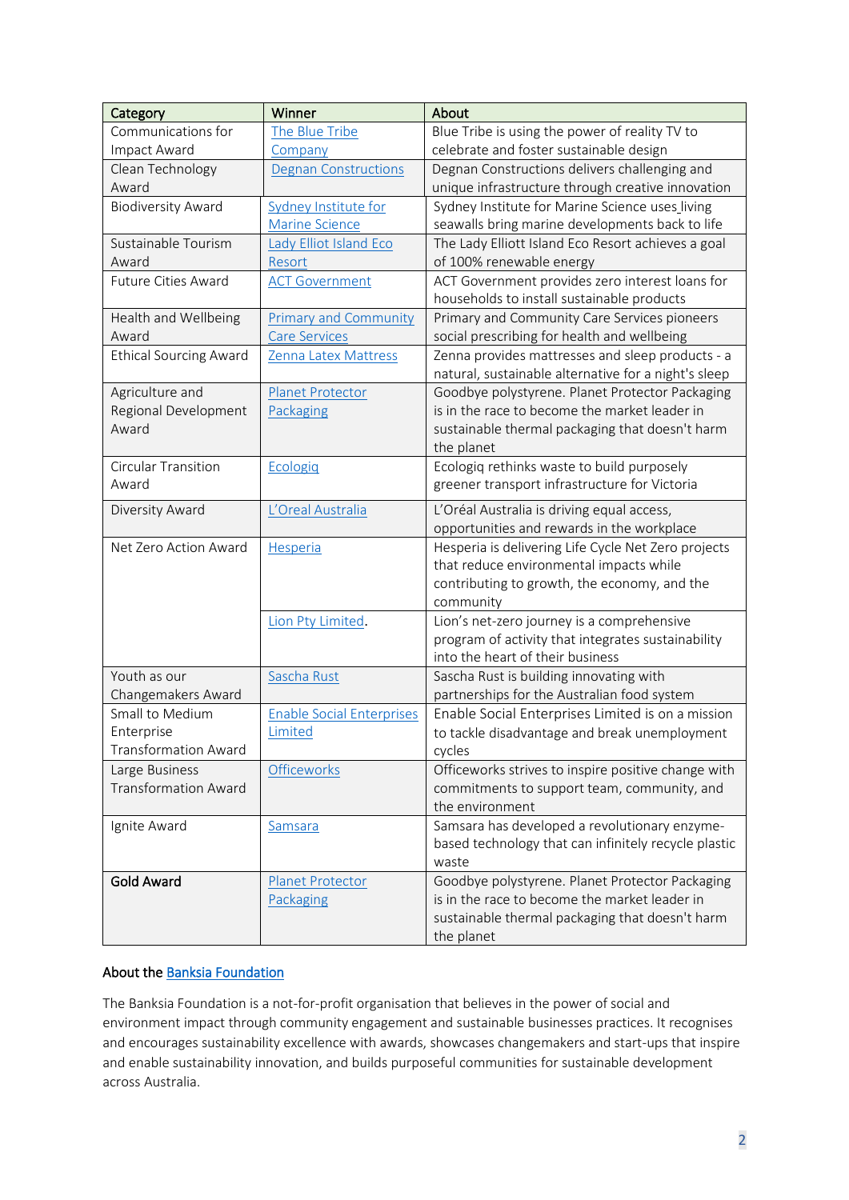| Category | Winner | About |
|---|---|---|
| Communications for Impact Award | The Blue Tribe Company | Blue Tribe is using the power of reality TV to celebrate and foster sustainable design |
| Clean Technology Award | Degnan Constructions | Degnan Constructions delivers challenging and unique infrastructure through creative innovation |
| Biodiversity Award | Sydney Institute for Marine Science | Sydney Institute for Marine Science uses living seawalls bring marine developments back to life |
| Sustainable Tourism Award | Lady Elliot Island Eco Resort | The Lady Elliott Island Eco Resort achieves a goal of 100% renewable energy |
| Future Cities Award | ACT Government | ACT Government provides zero interest loans for households to install sustainable products |
| Health and Wellbeing Award | Primary and Community Care Services | Primary and Community Care Services pioneers social prescribing for health and wellbeing |
| Ethical Sourcing Award | Zenna Latex Mattress | Zenna provides mattresses and sleep products - a natural, sustainable alternative for a night's sleep |
| Agriculture and Regional Development Award | Planet Protector Packaging | Goodbye polystyrene. Planet Protector Packaging is in the race to become the market leader in sustainable thermal packaging that doesn't harm the planet |
| Circular Transition Award | Ecologiq | Ecologiq rethinks waste to build purposely greener transport infrastructure for Victoria |
| Diversity Award | L'Oreal Australia | L'Oréal Australia is driving equal access, opportunities and rewards in the workplace |
| Net Zero Action Award | Hesperia | Hesperia is delivering Life Cycle Net Zero projects that reduce environmental impacts while contributing to growth, the economy, and the community |
| | Lion Pty Limited. | Lion's net-zero journey is a comprehensive program of activity that integrates sustainability into the heart of their business |
| Youth as our Changemakers Award | Sascha Rust | Sascha Rust is building innovating with partnerships for the Australian food system |
| Small to Medium Enterprise Transformation Award | Enable Social Enterprises Limited | Enable Social Enterprises Limited is on a mission to tackle disadvantage and break unemployment cycles |
| Large Business Transformation Award | Officeworks | Officeworks strives to inspire positive change with commitments to support team, community, and the environment |
| Ignite Award | Samsara | Samsara has developed a revolutionary enzyme-based technology that can infinitely recycle plastic waste |
| **Gold Award** | Planet Protector Packaging | Goodbye polystyrene. Planet Protector Packaging is in the race to become the market leader in sustainable thermal packaging that doesn't harm the planet |

**About the Banksia Foundation**

The Banksia Foundation is a not-for-profit organisation that believes in the power of social and environment impact through community engagement and sustainable businesses practices. It recognises and encourages sustainability excellence with awards, showcases changemakers and start-ups that inspire and enable sustainability innovation, and builds purposeful communities for sustainable development across Australia.